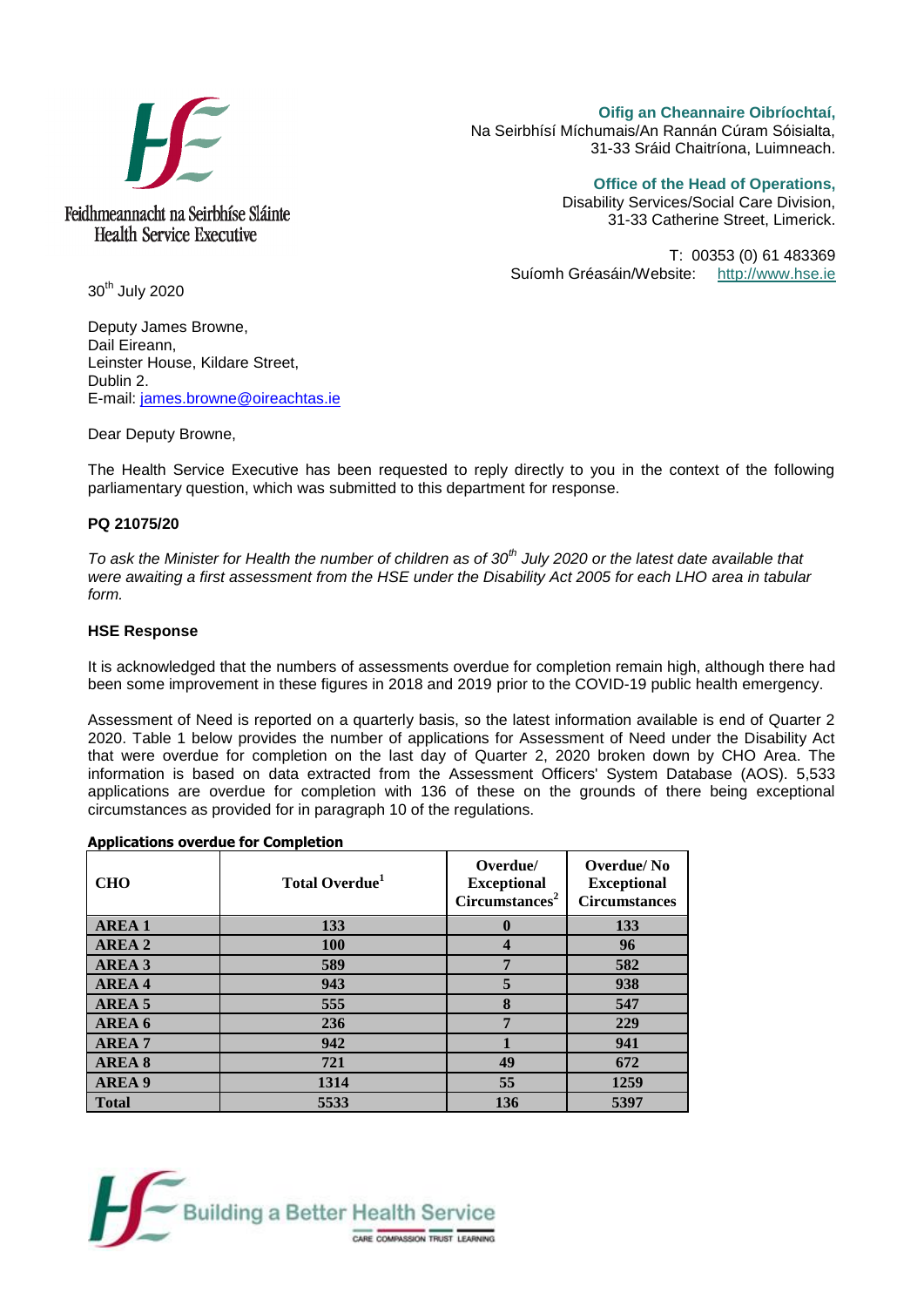Feidhmeannacht na Seirbhíse Sláinte
Health Service Executive

**Oifig an Cheannaire Oibríochtaí,**
Na Seirbhísí Míchumais/An Rannán Cúram Sóisialta,
31-33 Sráid Chaitríona, Luimneach.

**Office of the Head of Operations,**
Disability Services/Social Care Division,
31-33 Catherine Street, Limerick.

T: 00353 (0) 61 483369
Suíomh Gréasáin/Website: http://www.hse.ie

30th July 2020

Deputy James Browne,
Dail Eireann,
Leinster House, Kildare Street,
Dublin 2.
E-mail: james.browne@oireachtas.ie

Dear Deputy Browne,

The Health Service Executive has been requested to reply directly to you in the context of the following parliamentary question, which was submitted to this department for response.

**PQ 21075/20**

*To ask the Minister for Health the number of children as of 30th July 2020 or the latest date available that were awaiting a first assessment from the HSE under the Disability Act 2005 for each LHO area in tabular form.*

**HSE Response**

It is acknowledged that the numbers of assessments overdue for completion remain high, although there had been some improvement in these figures in 2018 and 2019 prior to the COVID-19 public health emergency.

Assessment of Need is reported on a quarterly basis, so the latest information available is end of Quarter 2 2020. Table 1 below provides the number of applications for Assessment of Need under the Disability Act that were overdue for completion on the last day of Quarter 2, 2020 broken down by CHO Area. The information is based on data extracted from the Assessment Officers' System Database (AOS). 5,533 applications are overdue for completion with 136 of these on the grounds of there being exceptional circumstances as provided for in paragraph 10 of the regulations.

**Applications overdue for Completion**

| CHO | Total Overdue[1] | Overdue/ Exceptional Circumstances[2] | Overdue/ No Exceptional Circumstances |
|---|---|---|---|
| AREA 1 | 133 | 0 | 133 |
| AREA 2 | 100 | 4 | 96 |
| AREA 3 | 589 | 7 | 582 |
| AREA 4 | 943 | 5 | 938 |
| AREA 5 | 555 | 8 | 547 |
| AREA 6 | 236 | 7 | 229 |
| AREA 7 | 942 | 1 | 941 |
| AREA 8 | 721 | 49 | 672 |
| AREA 9 | 1314 | 55 | 1259 |
| Total | 5533 | 136 | 5397 |

Building a Better Health Service
CARE COMPASSION TRUST LEARNING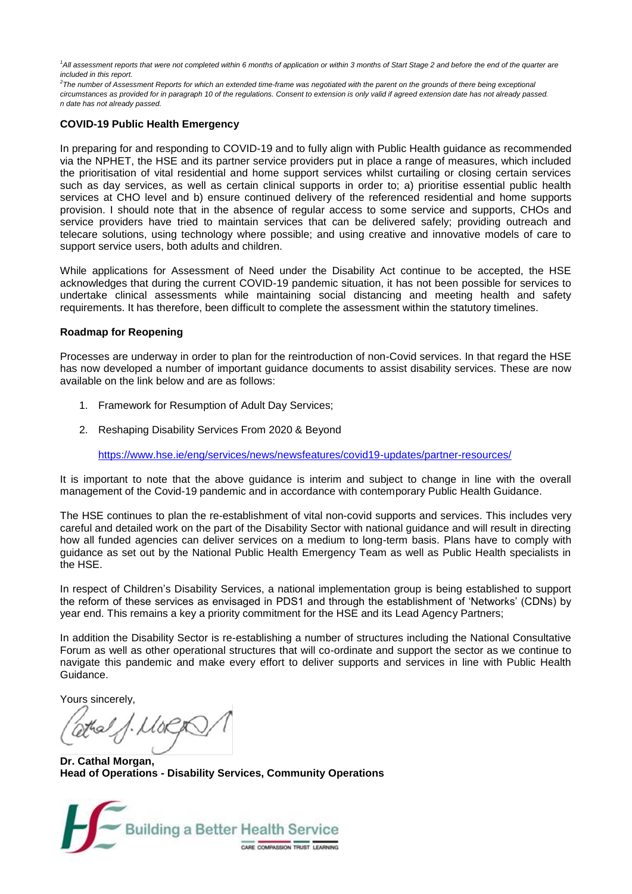[1]*All assessment reports that were not completed within 6 months of application or within 3 months of Start Stage 2 and before the end of the quarter are included in this report.*

[2]*The number of Assessment Reports for which an extended time-frame was negotiated with the parent on the grounds of there being exceptional circumstances as provided for in paragraph 10 of the regulations. Consent to extension is only valid if agreed extension date has not already passed. n date has not already passed.*

**COVID-19 Public Health Emergency**

In preparing for and responding to COVID-19 and to fully align with Public Health guidance as recommended via the NPHET, the HSE and its partner service providers put in place a range of measures, which included the prioritisation of vital residential and home support services whilst curtailing or closing certain services such as day services, as well as certain clinical supports in order to; a) prioritise essential public health services at CHO level and b) ensure continued delivery of the referenced residential and home supports provision. I should note that in the absence of regular access to some service and supports, CHOs and service providers have tried to maintain services that can be delivered safely; providing outreach and telecare solutions, using technology where possible; and using creative and innovative models of care to support service users, both adults and children.

While applications for Assessment of Need under the Disability Act continue to be accepted, the HSE acknowledges that during the current COVID-19 pandemic situation, it has not been possible for services to undertake clinical assessments while maintaining social distancing and meeting health and safety requirements. It has therefore, been difficult to complete the assessment within the statutory timelines.

**Roadmap for Reopening**

Processes are underway in order to plan for the reintroduction of non-Covid services. In that regard the HSE has now developed a number of important guidance documents to assist disability services. These are now available on the link below and are as follows:

1. Framework for Resumption of Adult Day Services;
2. Reshaping Disability Services From 2020 & Beyond

   https://www.hse.ie/eng/services/news/newsfeatures/covid19-updates/partner-resources/

It is important to note that the above guidance is interim and subject to change in line with the overall management of the Covid-19 pandemic and in accordance with contemporary Public Health Guidance.

The HSE continues to plan the re-establishment of vital non-covid supports and services. This includes very careful and detailed work on the part of the Disability Sector with national guidance and will result in directing how all funded agencies can deliver services on a medium to long-term basis. Plans have to comply with guidance as set out by the National Public Health Emergency Team as well as Public Health specialists in the HSE.

In respect of Children's Disability Services, a national implementation group is being established to support the reform of these services as envisaged in PDS1 and through the establishment of 'Networks' (CDNs) by year end. This remains a key a priority commitment for the HSE and its Lead Agency Partners;

In addition the Disability Sector is re-establishing a number of structures including the National Consultative Forum as well as other operational structures that will co-ordinate and support the sector as we continue to navigate this pandemic and make every effort to deliver supports and services in line with Public Health Guidance.

Yours sincerely,

**Dr. Cathal Morgan,**
**Head of Operations - Disability Services, Community Operations**

Building a Better Health Service
CARE COMPASSION TRUST LEARNING